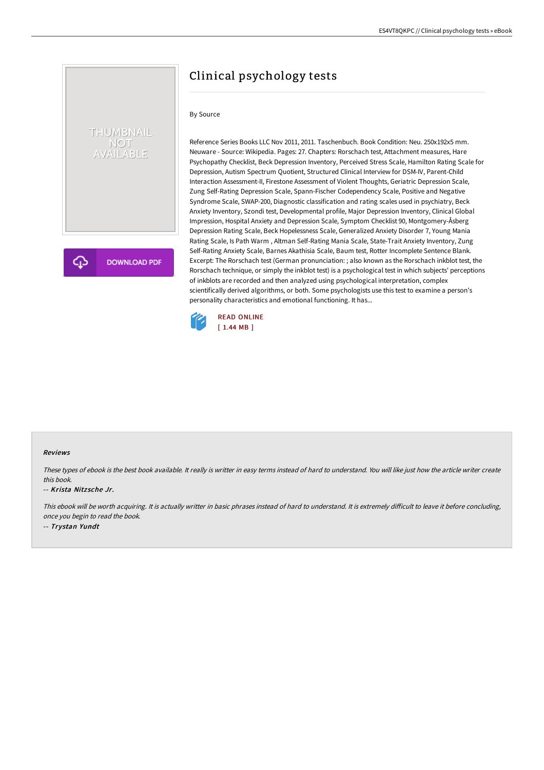# Clinical psychology tests

By Source

Reference Series Books LLC Nov 2011, 2011. Taschenbuch. Book Condition: Neu. 250x192x5 mm. Neuware - Source: Wikipedia. Pages: 27. Chapters: Rorschach test, Attachment measures, Hare Psychopathy Checklist, Beck Depression Inventory, Perceived Stress Scale, Hamilton Rating Scale for Depression, Autism Spectrum Quotient, Structured Clinical Interview for DSM-IV, Parent-Child Interaction Assessment-II, Firestone Assessment of Violent Thoughts, Geriatric Depression Scale, Zung Self-Rating Depression Scale, Spann-Fischer Codependency Scale, Positive and Negative Syndrome Scale, SWAP-200, Diagnostic classification and rating scales used in psychiatry, Beck Anxiety Inventory, Szondi test, Developmental profile, Major Depression Inventory, Clinical Global Impression, Hospital Anxiety and Depression Scale, Symptom Checklist 90, Montgomery-Åsberg Depression Rating Scale, Beck Hopelessness Scale, Generalized Anxiety Disorder 7, Young Mania Rating Scale, Is Path Warm , Altman Self-Rating Mania Scale, State-Trait Anxiety Inventory, Zung Self-Rating Anxiety Scale, Barnes Akathisia Scale, Baum test, Rotter Incomplete Sentence Blank. Excerpt: The Rorschach test (German pronunciation: ; also known as the Rorschach inkblot test, the Rorschach technique, or simply the inkblot test) is a psychological test in which subjects' perceptions of inkblots are recorded and then analyzed using psychological interpretation, complex scientifically derived algorithms, or both. Some psychologists use this test to examine a person's personality characteristics and emotional functioning. It has...

READ ONLINE
[ 1.44 MB ]

### Reviews

*These types of ebook is the best book available. It really is writter in easy terms instead of hard to understand. You will like just how the article writer create this book.*

-- *Krista Nitzsche Jr.*

*This ebook will be worth acquiring. It is actually writter in basic phrases instead of hard to understand. It is extremely difficult to leave it before concluding, once you begin to read the book.*

-- *Trystan Yundt*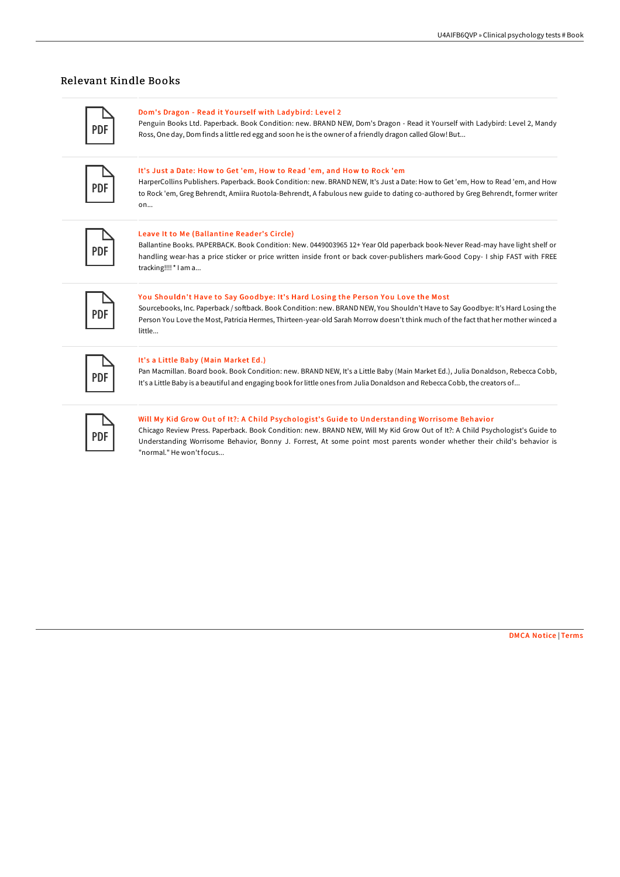## Relevant Kindle Books

### Dom's Dragon - Read it Yourself with Ladybird: Level 2

Penguin Books Ltd. Paperback. Book Condition: new. BRAND NEW, Dom's Dragon - Read it Yourself with Ladybird: Level 2, Mandy Ross, One day, Dom finds a little red egg and soon he is the owner of a friendly dragon called Glow! But...

### It's Just a Date: How to Get 'em, How to Read 'em, and How to Rock 'em

HarperCollins Publishers. Paperback. Book Condition: new. BRAND NEW, It's Just a Date: How to Get 'em, How to Read 'em, and How to Rock 'em, Greg Behrendt, Amiira Ruotola-Behrendt, A fabulous new guide to dating co-authored by Greg Behrendt, former writer on...

### Leave It to Me (Ballantine Reader's Circle)

Ballantine Books. PAPERBACK. Book Condition: New. 0449003965 12+ Year Old paperback book-Never Read-may have light shelf or handling wear-has a price sticker or price written inside front or back cover-publishers mark-Good Copy- I ship FAST with FREE tracking!!!! * I am a...

### You Shouldn't Have to Say Goodbye: It's Hard Losing the Person You Love the Most

Sourcebooks, Inc. Paperback / softback. Book Condition: new. BRAND NEW, You Shouldn't Have to Say Goodbye: It's Hard Losing the Person You Love the Most, Patricia Hermes, Thirteen-year-old Sarah Morrow doesn't think much of the fact that her mother winced a little...

### It's a Little Baby (Main Market Ed.)

Pan Macmillan. Board book. Book Condition: new. BRAND NEW, It's a Little Baby (Main Market Ed.), Julia Donaldson, Rebecca Cobb, It's a Little Baby is a beautiful and engaging book for little ones from Julia Donaldson and Rebecca Cobb, the creators of...

### Will My Kid Grow Out of It?: A Child Psychologist's Guide to Understanding Worrisome Behavior

Chicago Review Press. Paperback. Book Condition: new. BRAND NEW, Will My Kid Grow Out of It?: A Child Psychologist's Guide to Understanding Worrisome Behavior, Bonny J. Forrest, At some point most parents wonder whether their child's behavior is "normal." He won't focus...

DMCA Notice | Terms